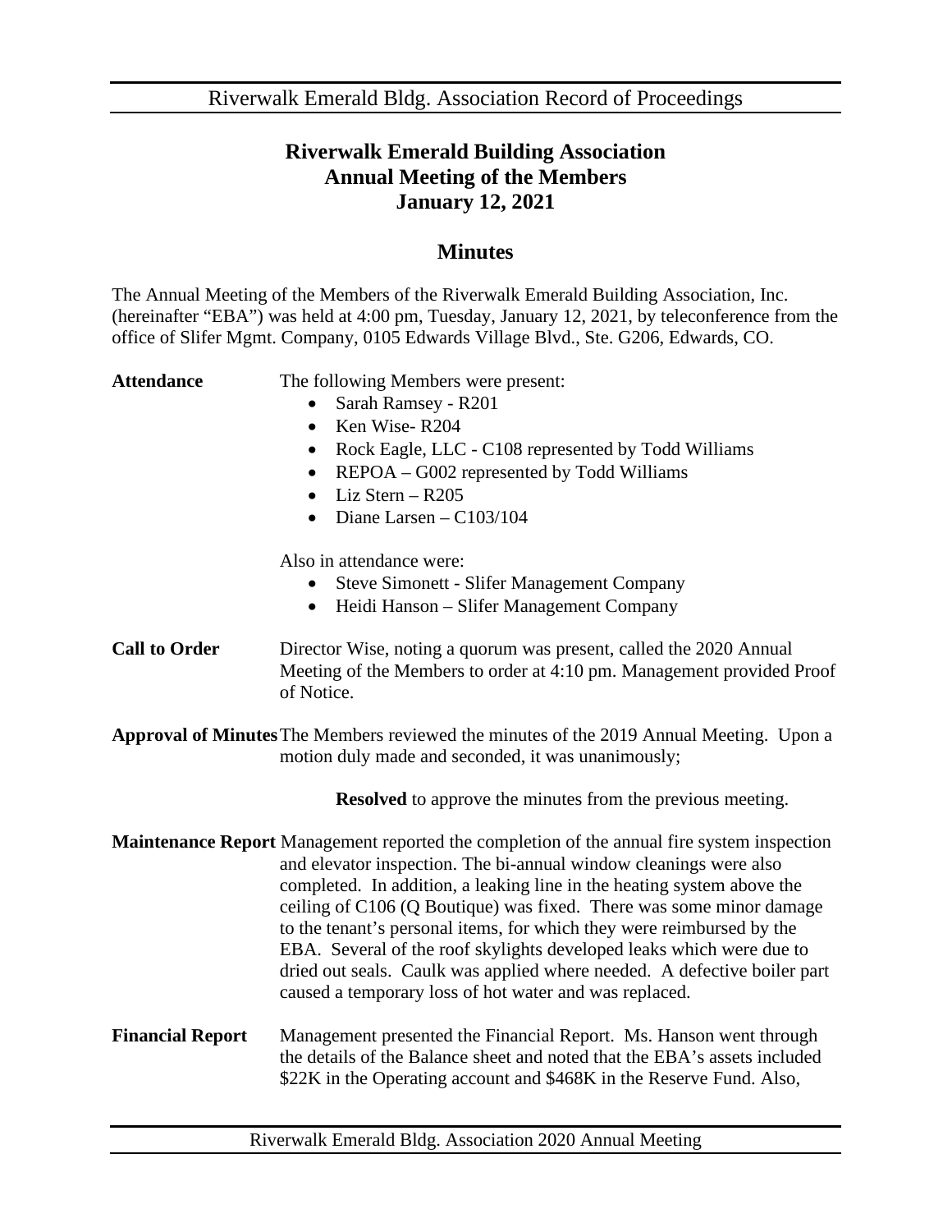# Riverwalk Emerald Building Association
# Annual Meeting of the Members
# January 12, 2021

## Minutes

The Annual Meeting of the Members of the Riverwalk Emerald Building Association, Inc. (hereinafter "EBA") was held at 4:00 pm, Tuesday, January 12, 2021, by teleconference from the office of Slifer Mgmt. Company, 0105 Edwards Village Blvd., Ste. G206, Edwards, CO.

**Attendance**

The following Members were present:

- Sarah Ramsey - R201
- Ken Wise- R204
- Rock Eagle, LLC - C108 represented by Todd Williams
- REPOA – G002 represented by Todd Williams
- Liz Stern – R205
- Diane Larsen – C103/104

Also in attendance were:

- Steve Simonett - Slifer Management Company
- Heidi Hanson – Slifer Management Company

**Call to Order**

Director Wise, noting a quorum was present, called the 2020 Annual Meeting of the Members to order at 4:10 pm. Management provided Proof of Notice.

**Approval of Minutes**

The Members reviewed the minutes of the 2019 Annual Meeting. Upon a motion duly made and seconded, it was unanimously;

**Resolved** to approve the minutes from the previous meeting.

**Maintenance Report**

Management reported the completion of the annual fire system inspection and elevator inspection. The bi-annual window cleanings were also completed. In addition, a leaking line in the heating system above the ceiling of C106 (Q Boutique) was fixed. There was some minor damage to the tenant's personal items, for which they were reimbursed by the EBA. Several of the roof skylights developed leaks which were due to dried out seals. Caulk was applied where needed. A defective boiler part caused a temporary loss of hot water and was replaced.

**Financial Report**

Management presented the Financial Report. Ms. Hanson went through the details of the Balance sheet and noted that the EBA's assets included \$22K in the Operating account and \$468K in the Reserve Fund. Also,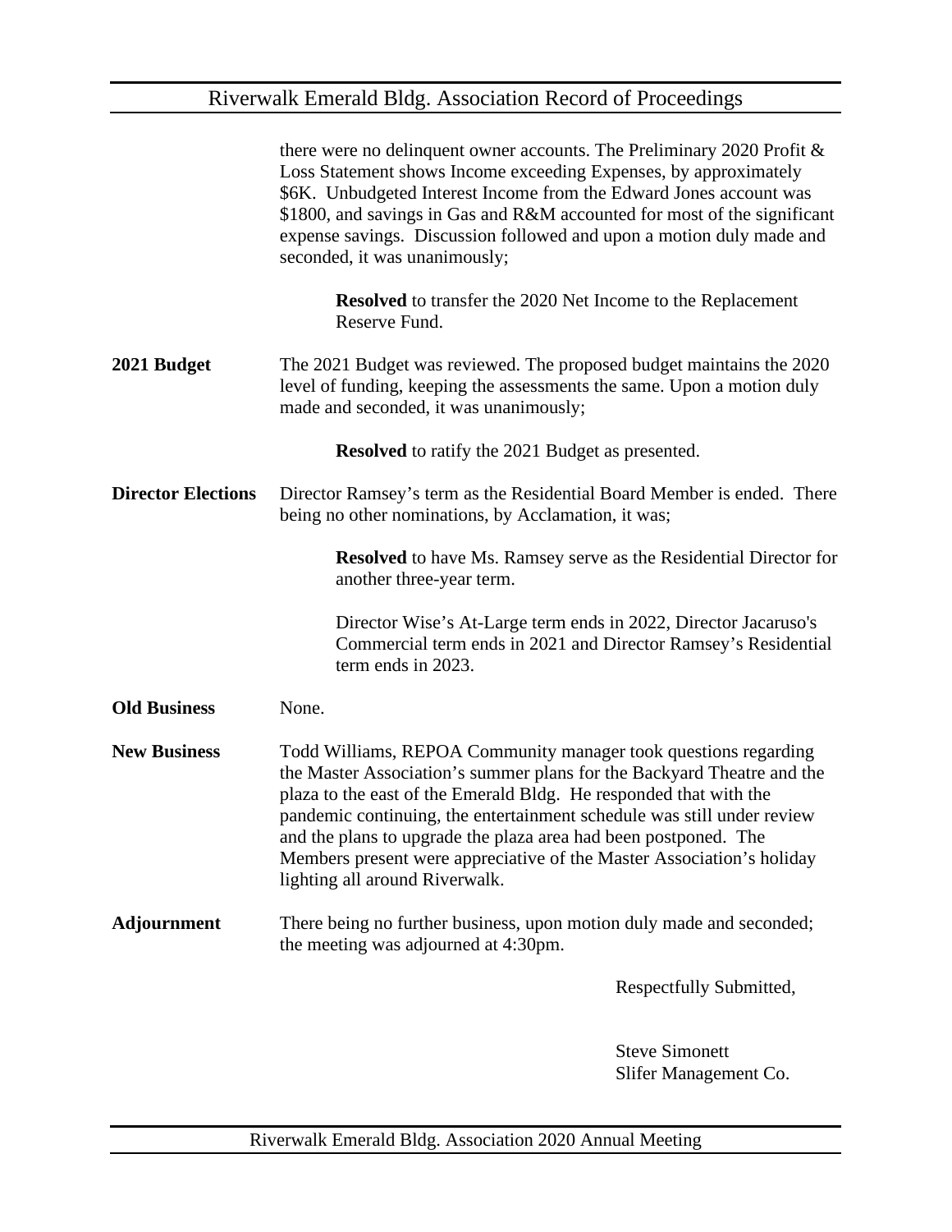there were no delinquent owner accounts. The Preliminary 2020 Profit & Loss Statement shows Income exceeding Expenses, by approximately $6K. Unbudgeted Interest Income from the Edward Jones account was $1800, and savings in Gas and R&M accounted for most of the significant expense savings. Discussion followed and upon a motion duly made and seconded, it was unanimously;

> **Resolved** to transfer the 2020 Net Income to the Replacement Reserve Fund.

**2021 Budget**

The 2021 Budget was reviewed. The proposed budget maintains the 2020 level of funding, keeping the assessments the same. Upon a motion duly made and seconded, it was unanimously;

> **Resolved** to ratify the 2021 Budget as presented.

**Director Elections**

Director Ramsey's term as the Residential Board Member is ended. There being no other nominations, by Acclamation, it was;

> **Resolved** to have Ms. Ramsey serve as the Residential Director for another three-year term.
>
> Director Wise's At-Large term ends in 2022, Director Jacaruso's Commercial term ends in 2021 and Director Ramsey's Residential term ends in 2023.

**Old Business**

None.

**New Business**

Todd Williams, REPOA Community manager took questions regarding the Master Association's summer plans for the Backyard Theatre and the plaza to the east of the Emerald Bldg. He responded that with the pandemic continuing, the entertainment schedule was still under review and the plans to upgrade the plaza area had been postponed. The Members present were appreciative of the Master Association's holiday lighting all around Riverwalk.

**Adjournment**

There being no further business, upon motion duly made and seconded; the meeting was adjourned at 4:30pm.

Respectfully Submitted,

Steve Simonett
Slifer Management Co.